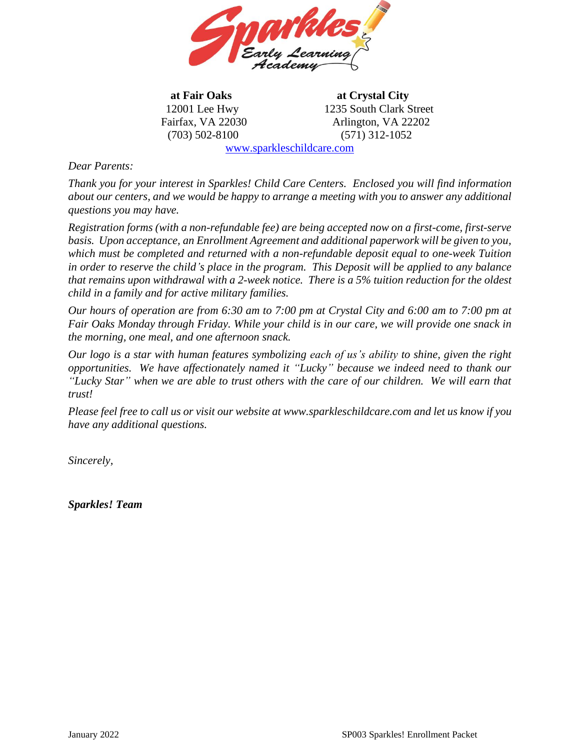**at Fair Oaks**
12001 Lee Hwy
Fairfax, VA 22030
(703) 502-8100

**at Crystal City**
1235 South Clark Street
Arlington, VA 22202
(571) 312-1052

www.sparkleschildcare.com

*Dear Parents:*

*Thank you for your interest in Sparkles! Child Care Centers. Enclosed you will find information about our centers, and we would be happy to arrange a meeting with you to answer any additional questions you may have.*

*Registration forms (with a non-refundable fee) are being accepted now on a first-come, first-serve basis. Upon acceptance, an Enrollment Agreement and additional paperwork will be given to you, which must be completed and returned with a non-refundable deposit equal to one-week Tuition in order to reserve the child's place in the program. This Deposit will be applied to any balance that remains upon withdrawal with a 2-week notice. There is a 5% tuition reduction for the oldest child in a family and for active military families.*

*Our hours of operation are from 6:30 am to 7:00 pm at Crystal City and 6:00 am to 7:00 pm at Fair Oaks Monday through Friday. While your child is in our care, we will provide one snack in the morning, one meal, and one afternoon snack.*

*Our logo is a star with human features symbolizing each of us's ability to shine, given the right opportunities. We have affectionately named it "Lucky" because we indeed need to thank our "Lucky Star" when we are able to trust others with the care of our children. We will earn that trust!*

*Please feel free to call us or visit our website at www.sparkleschildcare.com and let us know if you have any additional questions.*

*Sincerely,*

***Sparkles! Team***

January 2022 SP003 Sparkles! Enrollment Packet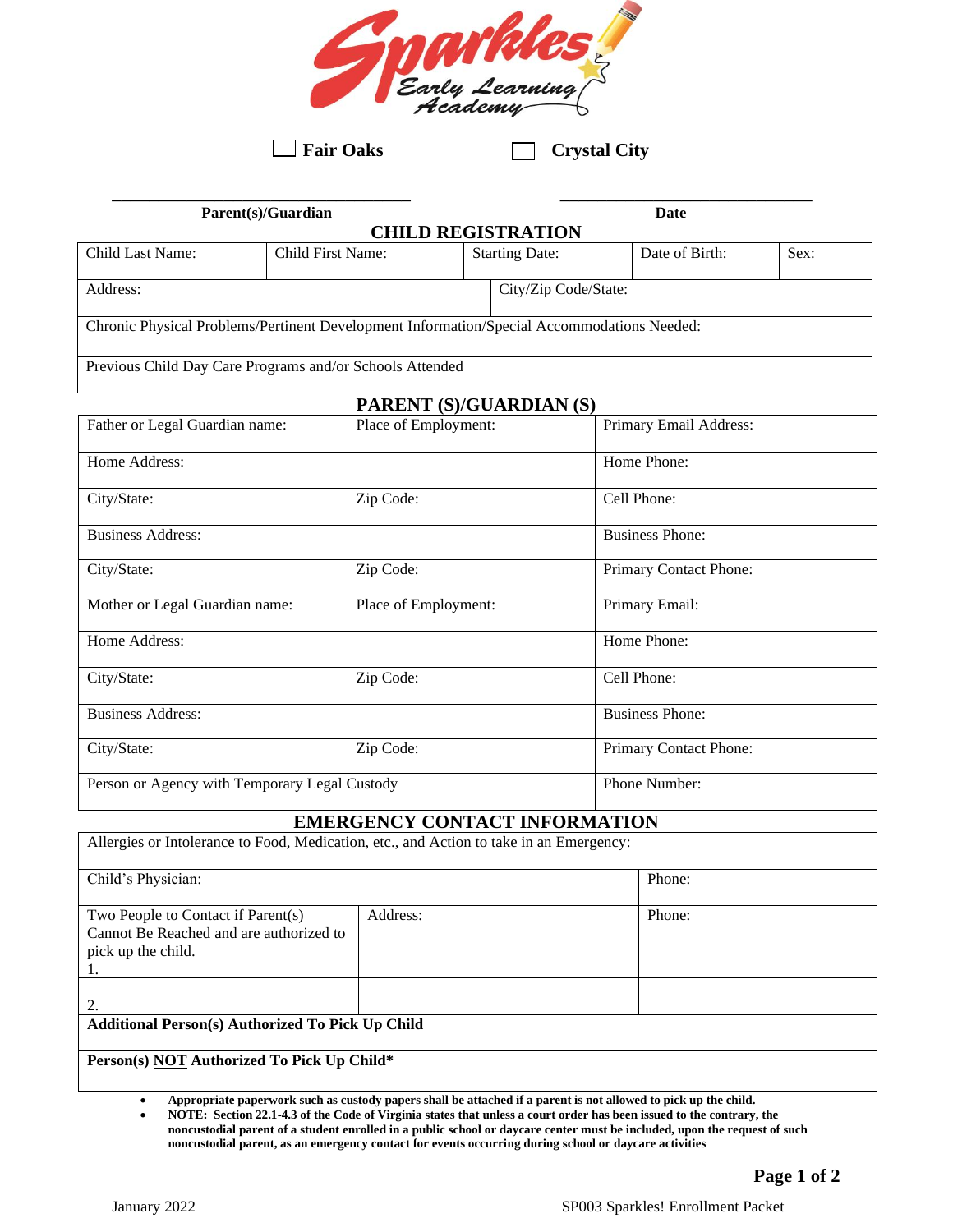Sparkles! Early Learning Academy

☐ Fair Oaks ☐ Crystal City

______________________________ ______________________________

**Parent(s)/Guardian** **Date**

## CHILD REGISTRATION

| Child Last Name: | Child First Name: | Starting Date: | Date of Birth: | Sex: |
|---|---|---|---|---|
| Address: | | City/Zip Code/State: | | |
| Chronic Physical Problems/Pertinent Development Information/Special Accommodations Needed: | | | | |
| Previous Child Day Care Programs and/or Schools Attended | | | | |

## PARENT (S)/GUARDIAN (S)

| Father or Legal Guardian name: | Place of Employment: | Primary Email Address: |
|---|---|---|
| Home Address: | | Home Phone: |
| City/State: | Zip Code: | Cell Phone: |
| Business Address: | | Business Phone: |
| City/State: | Zip Code: | Primary Contact Phone: |
| Mother or Legal Guardian name: | Place of Employment: | Primary Email: |
| Home Address: | | Home Phone: |
| City/State: | Zip Code: | Cell Phone: |
| Business Address: | | Business Phone: |
| City/State: | Zip Code: | Primary Contact Phone: |
| Person or Agency with Temporary Legal Custody | | Phone Number: |

## EMERGENCY CONTACT INFORMATION

| Allergies or Intolerance to Food, Medication, etc., and Action to take in an Emergency: | | |
|---|---|---|
| Child's Physician: | | Phone: |
| Two People to Contact if Parent(s) Cannot Be Reached and are authorized to pick up the child.<br>1. | Address: | Phone: |
| 2. | | |
| **Additional Person(s) Authorized To Pick Up Child** | | |
| **Person(s) NOT Authorized To Pick Up Child*** | | |

- **Appropriate paperwork such as custody papers shall be attached if a parent is not allowed to pick up the child.**
- **NOTE: Section 22.1-4.3 of the Code of Virginia states that unless a court order has been issued to the contrary, the noncustodial parent of a student enrolled in a public school or daycare center must, upon the request of such noncustodial parent, be included as an emergency contact for events occurring during school or daycare activities**

January 2022 SP003 Sparkles! Enrollment Packet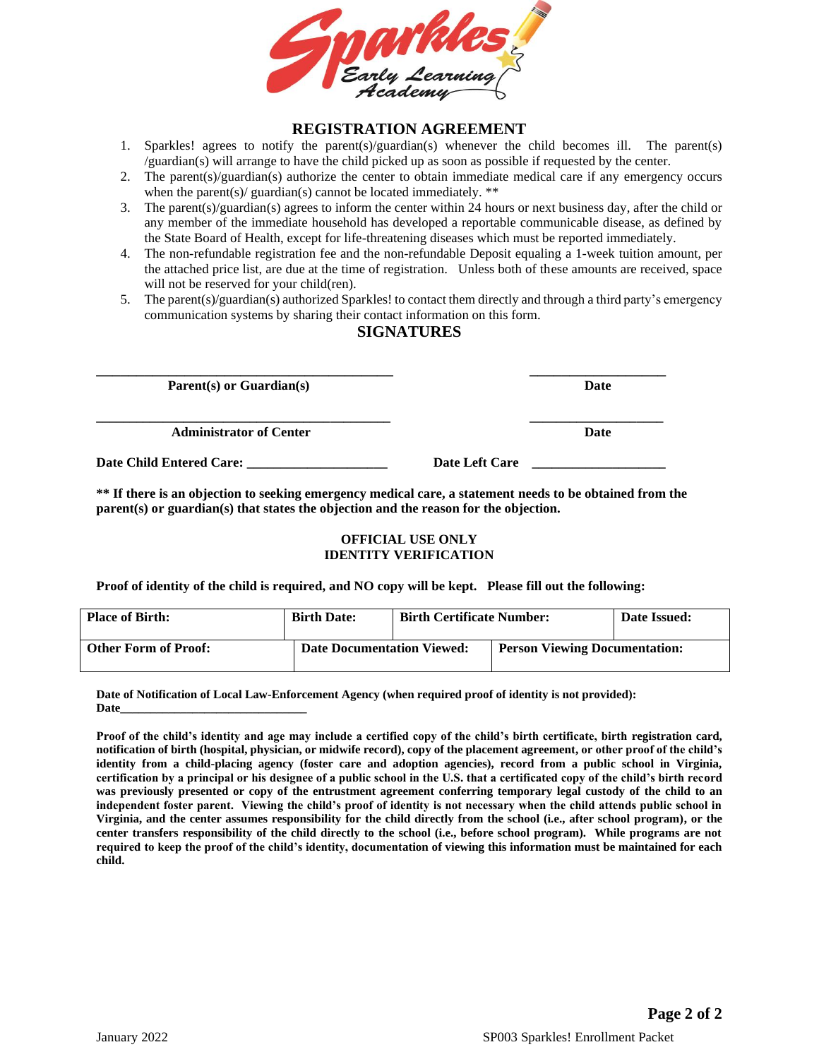Sparkles! Early Learning Academy

# REGISTRATION AGREEMENT

1. Sparkles! agrees to notify the parent(s)/guardian(s) whenever the child becomes ill. The parent(s)/guardian(s) will arrange to have the child picked up as soon as possible if requested by the center.
2. The parent(s)/guardian(s) authorize the center to obtain immediate medical care if any emergency occurs when the parent(s)/ guardian(s) cannot be located immediately. **
3. The parent(s)/guardian(s) agrees to inform the center within 24 hours or next business day, after the child or any member of the immediate household has developed a reportable communicable disease, as defined by the State Board of Health, except for life-threatening diseases which must be reported immediately.
4. The non-refundable registration fee and the non-refundable Deposit equaling a 1-week tuition amount, per the attached price list, are due at the time of registration. Unless both of these amounts are received, space will not be reserved for your child(ren).
5. The parent(s)/guardian(s) authorized Sparkles! to contact them directly and through a third party's emergency communication systems by sharing their contact information on this form.

## SIGNATURES

____________________________________________ ____________________

**Parent(s) or Guardian(s)** **Date**

____________________________________________ ____________________

**Administrator of Center** **Date**

**Date Child Entered Care:** ____________________ **Date Left Care** ____________________

**** If there is an objection to seeking emergency medical care, a statement needs to be obtained from the parent(s) or guardian(s) that states the objection and the reason for the objection.**

## OFFICIAL USE ONLY
## IDENTITY VERIFICATION

**Proof of identity of the child is required, and NO copy will be kept. Please fill out the following:**

| Place of Birth: | Birth Date: | Birth Certificate Number: | Date Issued: |
|---|---|---|---|
| **Other Form of Proof:** | **Date Documentation Viewed:** | **Person Viewing Documentation:** | |

**Date of Notification of Local Law-Enforcement Agency (when required proof of identity is not provided):**
**Date**______________________________

**Proof of the child's identity and age may include a certified copy of the child's birth certificate, birth registration card, notification of birth (hospital, physician, or midwife record), copy of the placement agreement, or other proof of the child's identity from a child-placing agency (foster care and adoption agencies), record from a public school in Virginia, certification by a principal or his designee of a public school in the U.S. that a certificated copy of the child's birth record was previously presented or copy of the entrustment agreement conferring temporary legal custody of the child to an independent foster parent. Viewing the child's proof of identity is not necessary when the child attends public school in Virginia, and the center assumes responsibility for the child directly from the school (i.e., after school program), or the center transfers responsibility of the child directly to the school (i.e., before school program). While programs are not required to keep the proof of the child's identity, documentation of viewing this information must be maintained for each child.**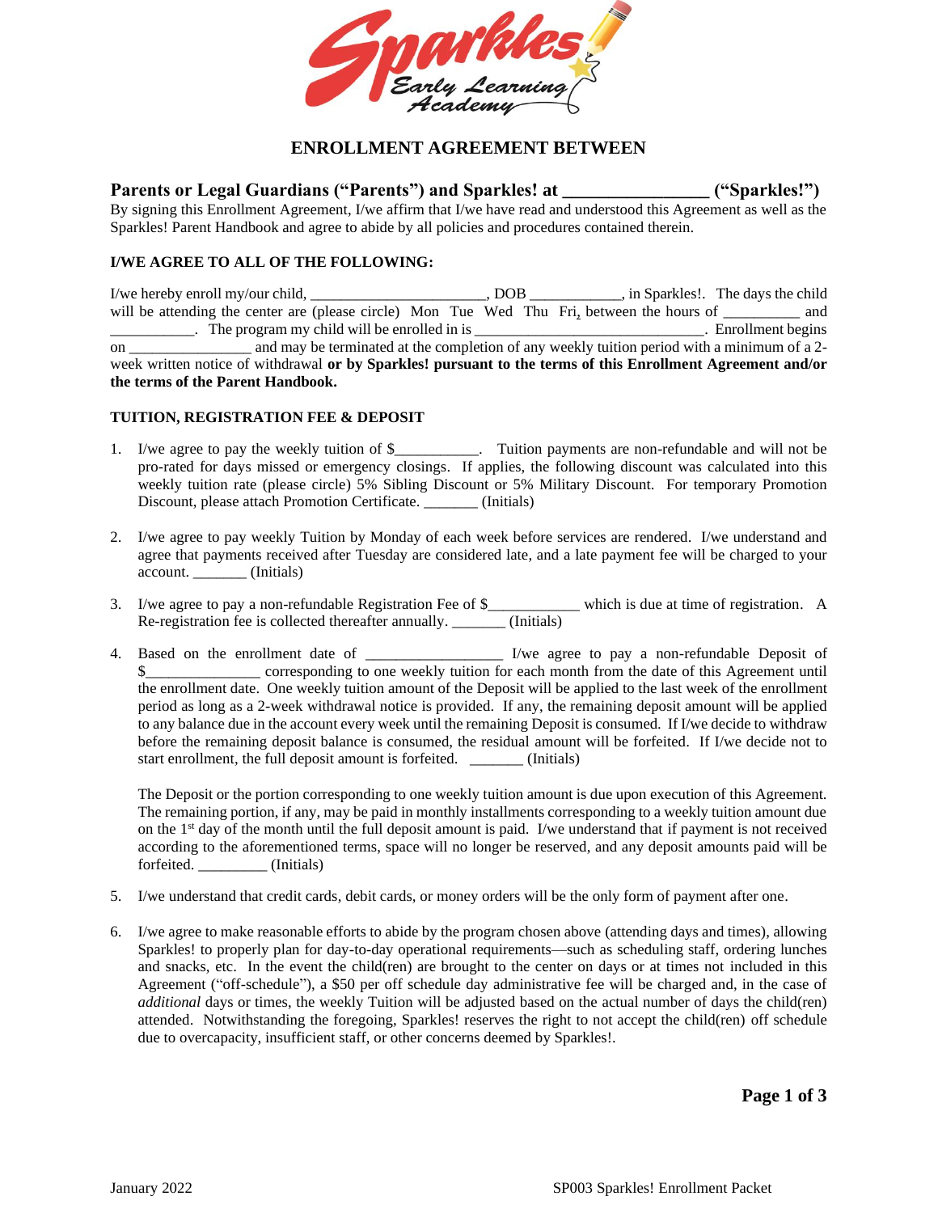# ENROLLMENT AGREEMENT BETWEEN

## Parents or Legal Guardians ("Parents") and Sparkles! at ________________ ("Sparkles!")

By signing this Enrollment Agreement, I/we affirm that I/we have read and understood this Agreement as well as the Sparkles! Parent Handbook and agree to abide by all policies and procedures contained therein.

**I/WE AGREE TO ALL OF THE FOLLOWING:**

I/we hereby enroll my/our child, _______________________, DOB ____________, in Sparkles!. The days the child will be attending the center are (please circle) Mon Tue Wed Thu Fri, between the hours of __________ and ___________. The program my child will be enrolled in is _______________________________. Enrollment begins on ________________ and may be terminated at the completion of any weekly tuition period with a minimum of a 2-week written notice of withdrawal **or by Sparkles! pursuant to the terms of this Enrollment Agreement and/or the terms of the Parent Handbook.**

**TUITION, REGISTRATION FEE & DEPOSIT**

1. I/we agree to pay the weekly tuition of $___________. Tuition payments are non-refundable and will not be pro-rated for days missed or emergency closings. If applies, the following discount was calculated into this weekly tuition rate (please circle) 5% Sibling Discount or 5% Military Discount. For temporary Promotion Discount, please attach Promotion Certificate. _______ (Initials)

2. I/we agree to pay weekly Tuition by Monday of each week before services are rendered. I/we understand and agree that payments received after Tuesday are considered late, and a late payment fee will be charged to your account. _______ (Initials)

3. I/we agree to pay a non-refundable Registration Fee of $____________ which is due at time of registration. A Re-registration fee is collected thereafter annually. _______ (Initials)

4. Based on the enrollment date of _________________ I/we agree to pay a non-refundable Deposit of $_______________ corresponding to one weekly tuition for each month from the date of this Agreement until the enrollment date. One weekly tuition amount of the Deposit will be applied to the last week of the enrollment period as long as a 2-week withdrawal notice is provided. If any, the remaining deposit amount will be applied to any balance due in the account every week until the remaining Deposit is consumed. If I/we decide to withdraw before the remaining deposit balance is consumed, the residual amount will be forfeited. If I/we decide not to start enrollment, the full deposit amount is forfeited. _______ (Initials)

   The Deposit or the portion corresponding to one weekly tuition amount is due upon execution of this Agreement. The remaining portion, if any, may be paid in monthly installments corresponding to a weekly tuition amount due on the 1st day of the month until the full deposit amount is paid. I/we understand that if payment is not received according to the aforementioned terms, space will no longer be reserved, and any deposit amounts paid will be forfeited. _________ (Initials)

5. I/we understand that credit cards, debit cards, or money orders will be the only form of payment after one.

6. I/we agree to make reasonable efforts to abide by the program chosen above (attending days and times), allowing Sparkles! to properly plan for day-to-day operational requirements—such as scheduling staff, ordering lunches and snacks, etc. In the event the child(ren) are brought to the center on days or at times not included in this Agreement ("off-schedule"), a $50 per off schedule day administrative fee will be charged and, in the case of *additional* days or times, the weekly Tuition will be adjusted based on the actual number of days the child(ren) attended. Notwithstanding the foregoing, Sparkles! reserves the right to not accept the child(ren) off schedule due to overcapacity, insufficient staff, or other concerns deemed by Sparkles!.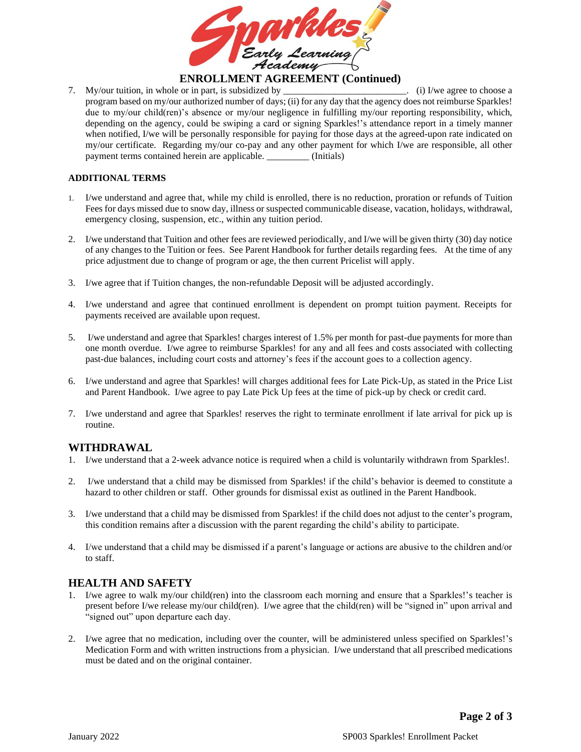## ENROLLMENT AGREEMENT (Continued)

7. My/our tuition, in whole or in part, is subsidized by _________________________. (i) I/we agree to choose a program based on my/our authorized number of days; (ii) for any day that the agency does not reimburse Sparkles! due to my/our child(ren)'s absence or my/our negligence in fulfilling my/our reporting responsibility, which, depending on the agency, could be swiping a card or signing Sparkles!'s attendance report in a timely manner when notified, I/we will be personally responsible for paying for those days at the agreed-upon rate indicated on my/our certificate. Regarding my/our co-pay and any other payment for which I/we are responsible, all other payment terms contained herein are applicable. _________ (Initials)

**ADDITIONAL TERMS**

1. I/we understand and agree that, while my child is enrolled, there is no reduction, proration or refunds of Tuition Fees for days missed due to snow day, illness or suspected communicable disease, vacation, holidays, withdrawal, emergency closing, suspension, etc., within any tuition period.

2. I/we understand that Tuition and other fees are reviewed periodically, and I/we will be given thirty (30) day notice of any changes to the Tuition or fees. See Parent Handbook for further details regarding fees. At the time of any price adjustment due to change of program or age, the then current Pricelist will apply.

3. I/we agree that if Tuition changes, the non-refundable Deposit will be adjusted accordingly.

4. I/we understand and agree that continued enrollment is dependent on prompt tuition payment. Receipts for payments received are available upon request.

5. I/we understand and agree that Sparkles! charges interest of 1.5% per month for past-due payments for more than one month overdue. I/we agree to reimburse Sparkles! for any and all fees and costs associated with collecting past-due balances, including court costs and attorney's fees if the account goes to a collection agency.

6. I/we understand and agree that Sparkles! will charges additional fees for Late Pick-Up, as stated in the Price List and Parent Handbook. I/we agree to pay Late Pick Up fees at the time of pick-up by check or credit card.

7. I/we understand and agree that Sparkles! reserves the right to terminate enrollment if late arrival for pick up is routine.

## WITHDRAWAL

1. I/we understand that a 2-week advance notice is required when a child is voluntarily withdrawn from Sparkles!.

2. I/we understand that a child may be dismissed from Sparkles! if the child's behavior is deemed to constitute a hazard to other children or staff. Other grounds for dismissal exist as outlined in the Parent Handbook.

3. I/we understand that a child may be dismissed from Sparkles! if the child does not adjust to the center's program, this condition remains after a discussion with the parent regarding the child's ability to participate.

4. I/we understand that a child may be dismissed if a parent's language or actions are abusive to the children and/or to staff.

## HEALTH AND SAFETY

1. I/we agree to walk my/our child(ren) into the classroom each morning and ensure that a Sparkles!'s teacher is present before I/we release my/our child(ren). I/we agree that the child(ren) will be "signed in" upon arrival and "signed out" upon departure each day.

2. I/we agree that no medication, including over the counter, will be administered unless specified on Sparkles!'s Medication Form and with written instructions from a physician. I/we understand that all prescribed medications must be dated and on the original container.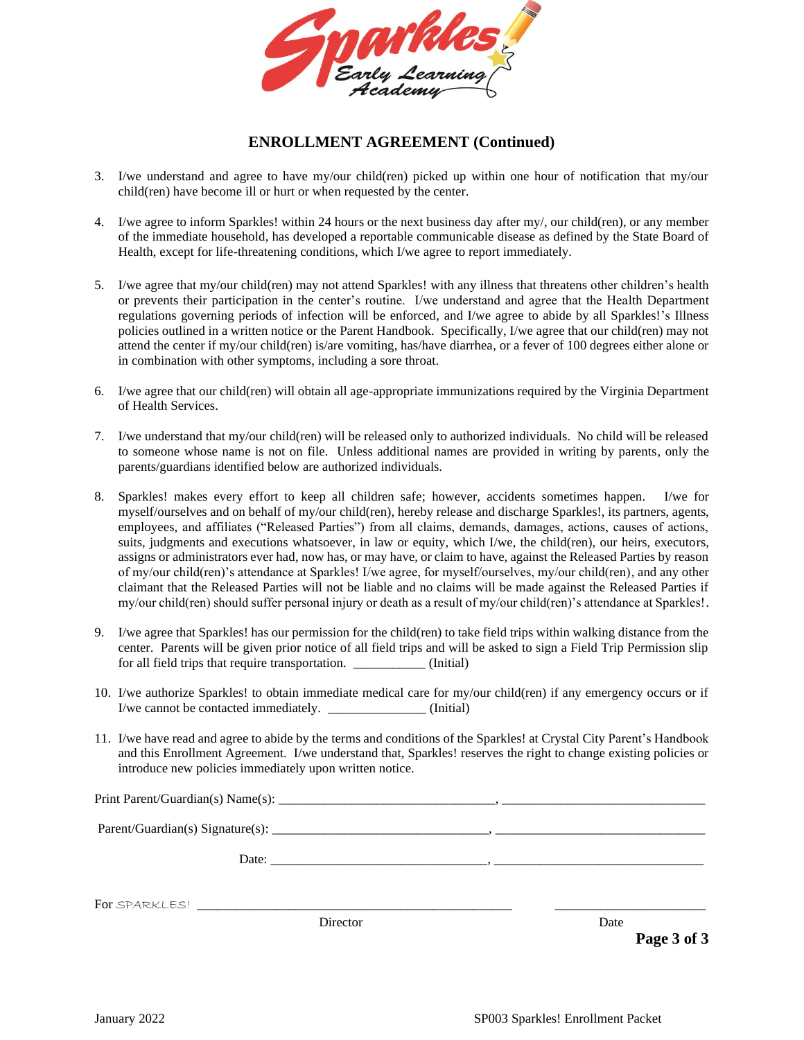Sparkles! Early Learning Academy

## ENROLLMENT AGREEMENT (Continued)

3. I/we understand and agree to have my/our child(ren) picked up within one hour of notification that my/our child(ren) have become ill or hurt or when requested by the center.

4. I/we agree to inform Sparkles! within 24 hours or the next business day after my/, our child(ren), or any member of the immediate household, has developed a reportable communicable disease as defined by the State Board of Health, except for life-threatening conditions, which I/we agree to report immediately.

5. I/we agree that my/our child(ren) may not attend Sparkles! with any illness that threatens other children's health or prevents their participation in the center's routine. I/we understand and agree that the Health Department regulations governing periods of infection will be enforced, and I/we agree to abide by all Sparkles!'s Illness policies outlined in a written notice or the Parent Handbook. Specifically, I/we agree that our child(ren) may not attend the center if my/our child(ren) is/are vomiting, has/have diarrhea, or a fever of 100 degrees either alone or in combination with other symptoms, including a sore throat.

6. I/we agree that our child(ren) will obtain all age-appropriate immunizations required by the Virginia Department of Health Services.

7. I/we understand that my/our child(ren) will be released only to authorized individuals. No child will be released to someone whose name is not on file. Unless additional names are provided in writing by parents, only the parents/guardians identified below are authorized individuals.

8. Sparkles! makes every effort to keep all children safe; however, accidents sometimes happen. I/we for myself/ourselves and on behalf of my/our child(ren), hereby release and discharge Sparkles!, its partners, agents, employees, and affiliates ("Released Parties") from all claims, demands, damages, actions, causes of actions, suits, judgments and executions whatsoever, in law or equity, which I/we, the child(ren), our heirs, executors, assigns or administrators ever had, now has, or may have, or claim to have, against the Released Parties by reason of my/our child(ren)'s attendance at Sparkles! I/we agree, for myself/ourselves, my/our child(ren), and any other claimant that the Released Parties will not be liable and no claims will be made against the Released Parties if my/our child(ren) should suffer personal injury or death as a result of my/our child(ren)'s attendance at Sparkles!.

9. I/we agree that Sparkles! has our permission for the child(ren) to take field trips within walking distance from the center. Parents will be given prior notice of all field trips and will be asked to sign a Field Trip Permission slip for all field trips that require transportation. __________ (Initial)

10. I/we authorize Sparkles! to obtain immediate medical care for my/our child(ren) if any emergency occurs or if I/we cannot be contacted immediately. ______________ (Initial)

11. I/we have read and agree to abide by the terms and conditions of the Sparkles! at Crystal City Parent's Handbook and this Enrollment Agreement. I/we understand that, Sparkles! reserves the right to change existing policies or introduce new policies immediately upon written notice.

Print Parent/Guardian(s) Name(s): ________________________________, ______________________________

Parent/Guardian(s) Signature(s): ________________________________, ______________________________

Date: ________________________________, ______________________________

For SPARKLES! ________________________________________________ ______________________

Director Date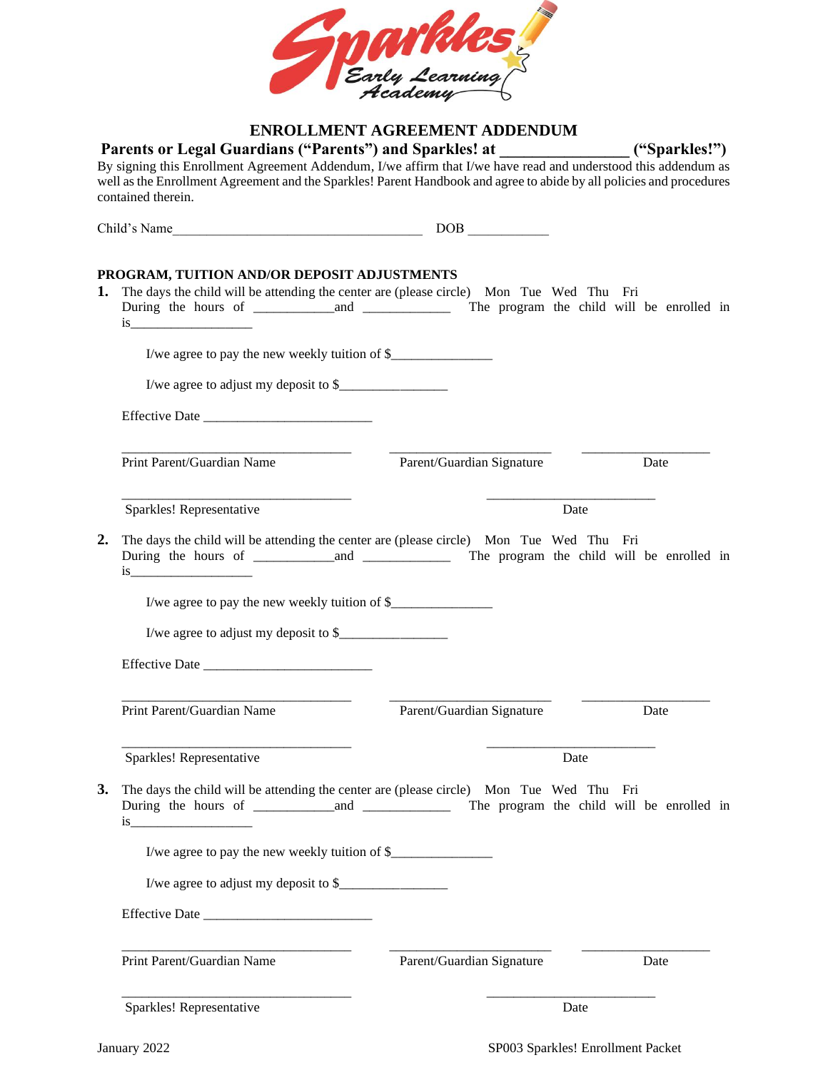## ENROLLMENT AGREEMENT ADDENDUM

**Parents or Legal Guardians ("Parents") and Sparkles! at _______________ ("Sparkles!")**

By signing this Enrollment Agreement Addendum, I/we affirm that I/we have read and understood this addendum as well as the Enrollment Agreement and the Sparkles! Parent Handbook and agree to abide by all policies and procedures contained therein.

Child's Name___________________________________ DOB ___________

**PROGRAM, TUITION AND/OR DEPOSIT ADJUSTMENTS**

**1.** The days the child will be attending the center are (please circle) Mon Tue Wed Thu Fri
During the hours of ___________and ____________ The program the child will be enrolled in is_________________

I/we agree to pay the new weekly tuition of $______________

I/we agree to adjust my deposit to $_______________

Effective Date _______________________

_________________________________ ______________________ __________________
Print Parent/Guardian Name Parent/Guardian Signature Date

_________________________________ ________________________
Sparkles! Representative Date

**2.** The days the child will be attending the center are (please circle) Mon Tue Wed Thu Fri
During the hours of ___________and ____________ The program the child will be enrolled in is_________________

I/we agree to pay the new weekly tuition of $______________

I/we agree to adjust my deposit to $_______________

Effective Date _______________________

_________________________________ ______________________ __________________
Print Parent/Guardian Name Parent/Guardian Signature Date

_________________________________ ________________________
Sparkles! Representative Date

**3.** The days the child will be attending the center are (please circle) Mon Tue Wed Thu Fri
During the hours of ___________and ____________ The program the child will be enrolled in is_________________

I/we agree to pay the new weekly tuition of $______________

I/we agree to adjust my deposit to $_______________

Effective Date _______________________

_________________________________ ______________________ __________________
Print Parent/Guardian Name Parent/Guardian Signature Date

_________________________________ ________________________
Sparkles! Representative Date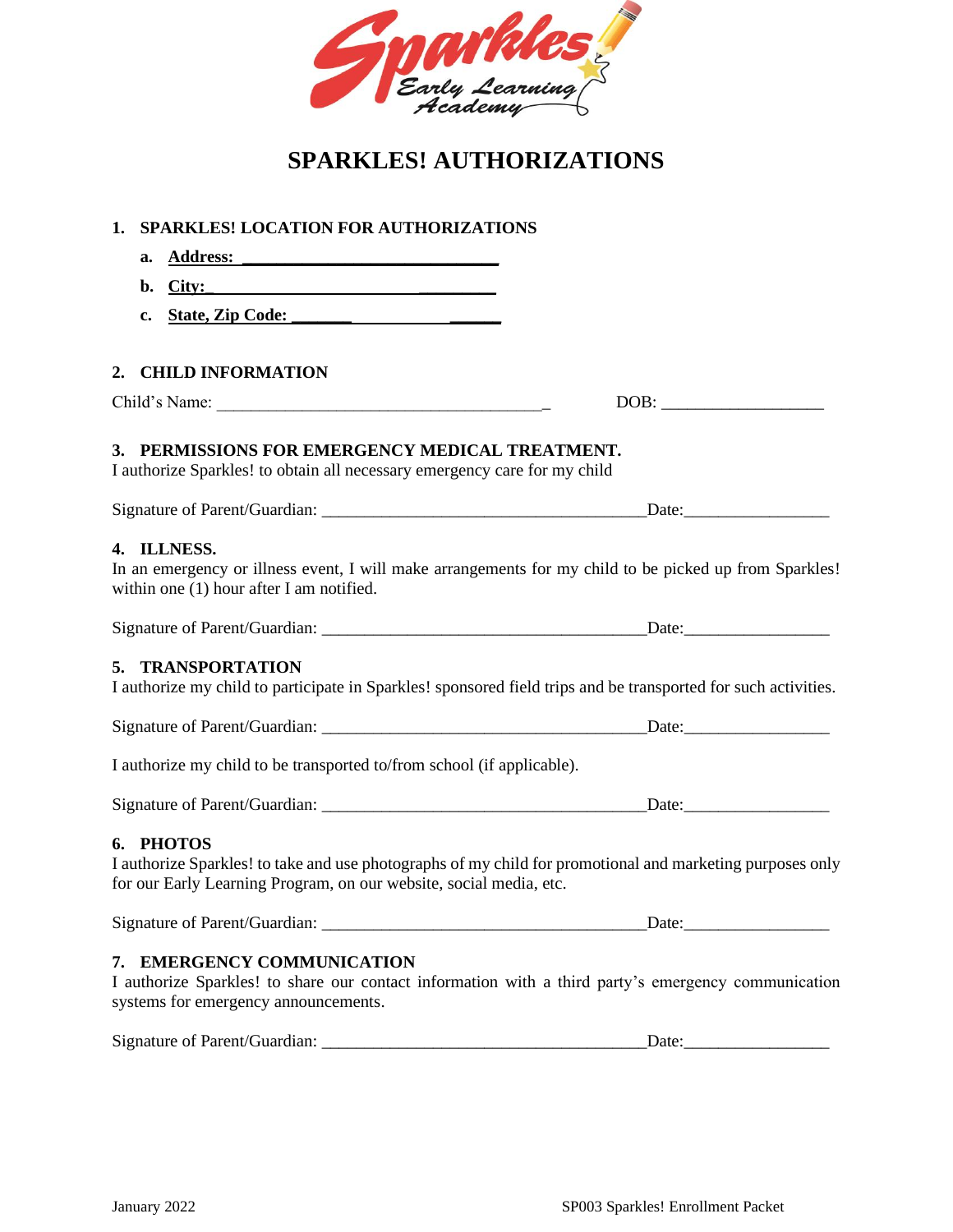# SPARKLES! AUTHORIZATIONS

1. **SPARKLES! LOCATION FOR AUTHORIZATIONS**
   a. **Address: ______________________________**
   b. **City:_______________________________**
   c. **State, Zip Code: _______ ___________ ______**

2. **CHILD INFORMATION**

Child's Name: ______________________________________ DOB: __________________

3. **PERMISSIONS FOR EMERGENCY MEDICAL TREATMENT.**

I authorize Sparkles! to obtain all necessary emergency care for my child

Signature of Parent/Guardian: _____________________________________Date:________________

4. **ILLNESS.**

In an emergency or illness event, I will make arrangements for my child to be picked up from Sparkles! within one (1) hour after I am notified.

Signature of Parent/Guardian: _____________________________________Date:________________

5. **TRANSPORTATION**

I authorize my child to participate in Sparkles! sponsored field trips and be transported for such activities.

Signature of Parent/Guardian: _____________________________________Date:________________

I authorize my child to be transported to/from school (if applicable).

Signature of Parent/Guardian: _____________________________________Date:________________

6. **PHOTOS**

I authorize Sparkles! to take and use photographs of my child for promotional and marketing purposes only for our Early Learning Program, on our website, social media, etc.

Signature of Parent/Guardian: _____________________________________Date:________________

7. **EMERGENCY COMMUNICATION**

I authorize Sparkles! to share our contact information with a third party's emergency communication systems for emergency announcements.

Signature of Parent/Guardian: _____________________________________Date:________________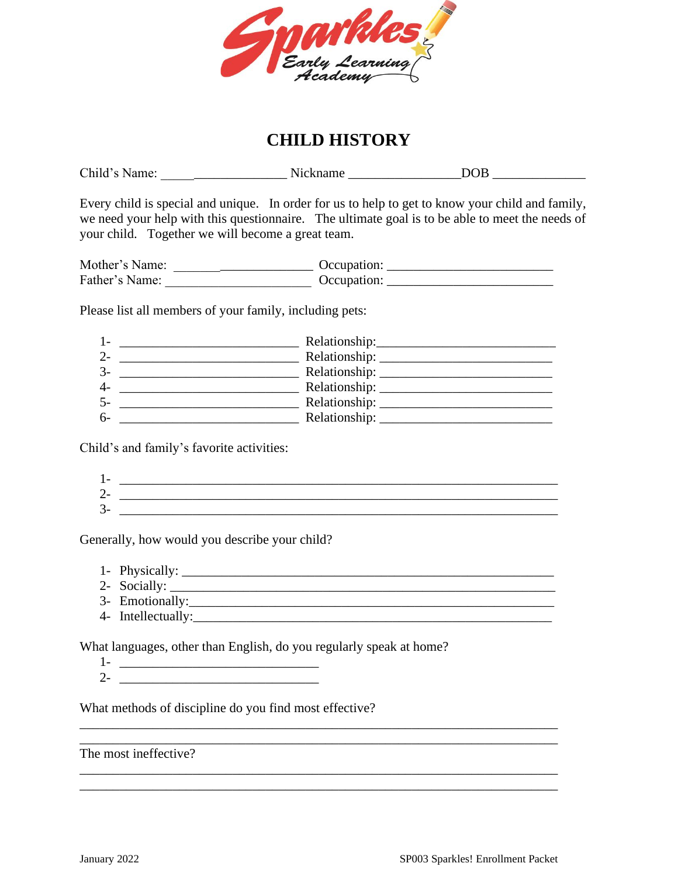# CHILD HISTORY

Child's Name: _____________________ Nickname ________________DOB ______________

Every child is special and unique. In order for us to help to get to know your child and family, we need your help with this questionnaire. The ultimate goal is to be able to meet the needs of your child. Together we will become a great team.

Mother's Name: _____________________ Occupation: _________________________
Father's Name: ______________________ Occupation: _________________________

Please list all members of your family, including pets:

1- ___________________________ Relationship:__________________________
2- ___________________________ Relationship: __________________________
3- ___________________________ Relationship: __________________________
4- ___________________________ Relationship: __________________________
5- ___________________________ Relationship: __________________________
6- ___________________________ Relationship: __________________________

Child's and family's favorite activities:

1- ___________________________________________________________________
2- ___________________________________________________________________
3- ___________________________________________________________________

Generally, how would you describe your child?

1- Physically: _________________________________________________________
2- Socially: ___________________________________________________________
3- Emotionally:_________________________________________________________
4- Intellectually:_______________________________________________________

What languages, other than English, do you regularly speak at home?

1- ______________________________
2- ______________________________

What methods of discipline do you find most effective?

_________________________________________________________________________
_________________________________________________________________________

The most ineffective?

_________________________________________________________________________
_________________________________________________________________________

January 2022 SP003 Sparkles! Enrollment Packet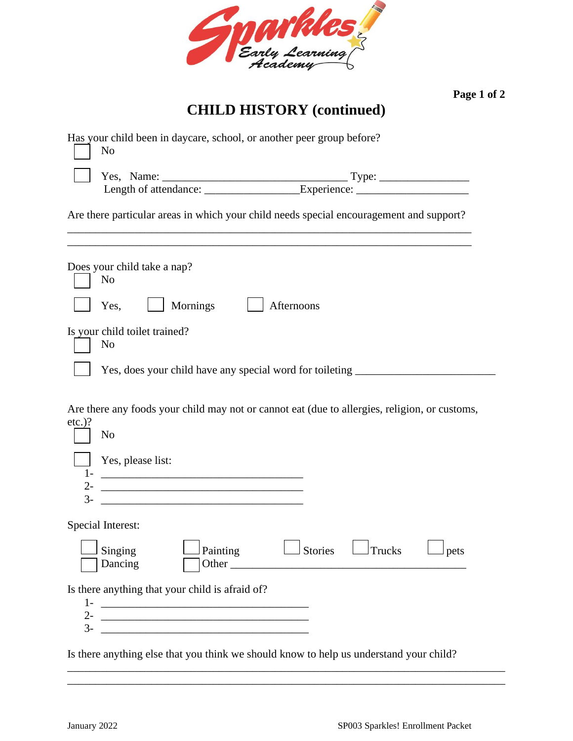**Page 1 of 2**

# CHILD HISTORY (continued)

Has your child been in daycare, school, or another peer group before?

☐ No

☐ Yes, Name: _________________________________ Type: ________________
Length of attendance: _________________Experience: ____________________

Are there particular areas in which your child needs special encouragement and support?

_________________________________________________________________________
_________________________________________________________________________

Does your child take a nap?

☐ No

☐ Yes, ☐ Mornings ☐ Afternoons

Is your child toilet trained?

☐ No

☐ Yes, does your child have any special word for toileting _________________________

Are there any foods your child may not or cannot eat (due to allergies, religion, or customs, etc.)?

☐ No

☐ Yes, please list:

1- _____________________________________
2- _____________________________________
3- _____________________________________

Special Interest:

☐ Singing ☐ Painting ☐ Stories ☐ Trucks ☐ pets
☐ Dancing ☐ Other ___________________________________________

Is there anything that your child is afraid of?

1- _____________________________________
2- _____________________________________
3- _____________________________________

Is there anything else that you think we should know to help us understand your child?

_________________________________________________________________________
_________________________________________________________________________

January 2022 SP003 Sparkles! Enrollment Packet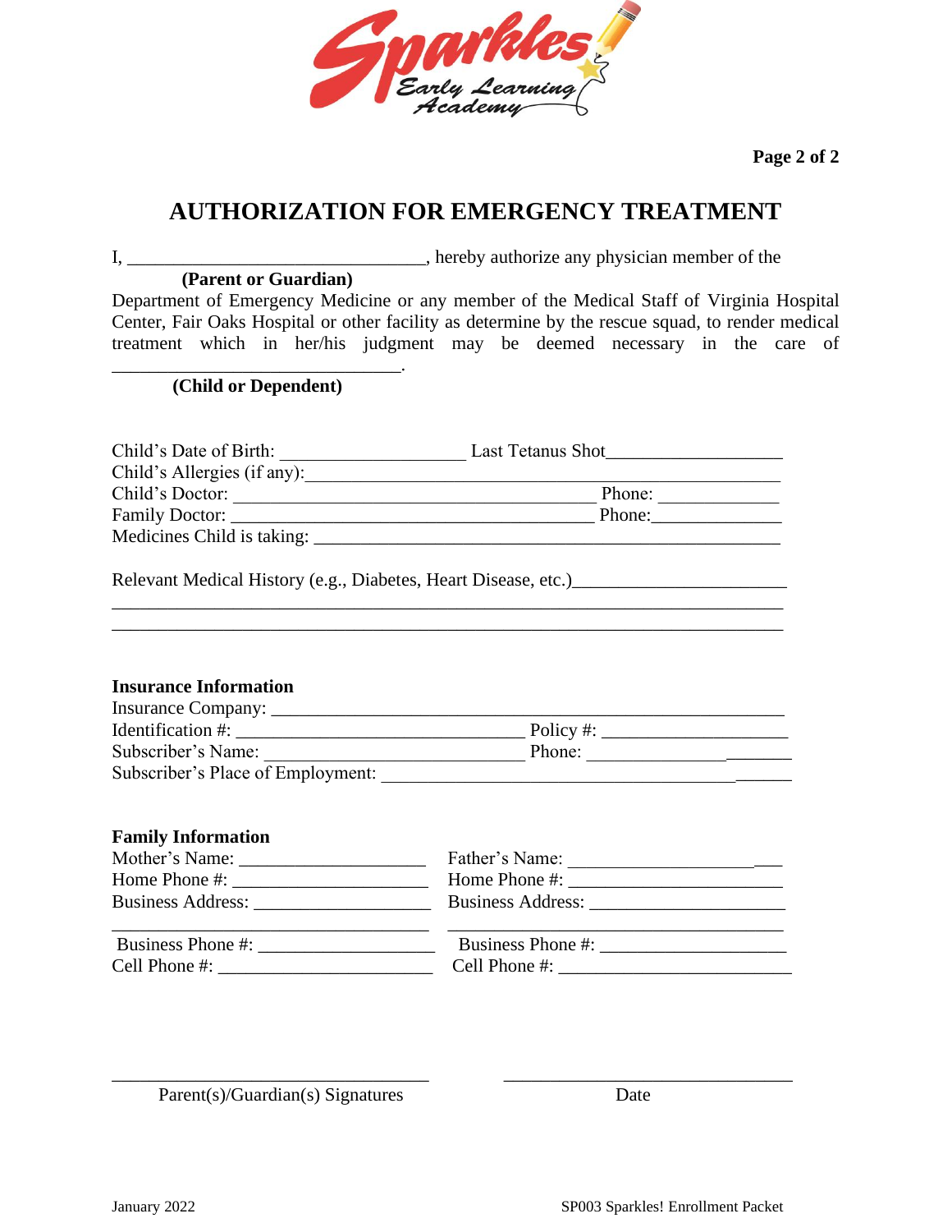# AUTHORIZATION FOR EMERGENCY TREATMENT

I, ________________________________, hereby authorize any physician member of the
**(Parent or Guardian)**

Department of Emergency Medicine or any member of the Medical Staff of Virginia Hospital Center, Fair Oaks Hospital or other facility as determine by the rescue squad, to render medical treatment which in her/his judgment may be deemed necessary in the care of ________________________________.
**(Child or Dependent)**

Child's Date of Birth: ____________________ Last Tetanus Shot__________________

Child's Allergies (if any):____________________________________________________

Child's Doctor: ________________________________________ Phone: _____________

Family Doctor: ________________________________________ Phone:______________

Medicines Child is taking: ____________________________________________________

Relevant Medical History (e.g., Diabetes, Heart Disease, etc.)_______________________

__________________________________________________________________________

__________________________________________________________________________

**Insurance Information**

Insurance Company: _________________________________________________________

Identification #: ________________________________ Policy #: ____________________

Subscriber's Name: ____________________________ Phone: ______________________

Subscriber's Place of Employment: ______________________________________________

**Family Information**

Mother's Name: ____________________

Home Phone #: _____________________

Business Address: __________________

___________________________________

Business Phone #: __________________

Cell Phone #: ______________________

Father's Name: ______________________

Home Phone #: _______________________

Business Address: ____________________

_____________________________________

Business Phone #: ____________________

Cell Phone #: ________________________

___________________________________ ________________________________

Parent(s)/Guardian(s) Signatures Date

January 2022 SP003 Sparkles! Enrollment Packet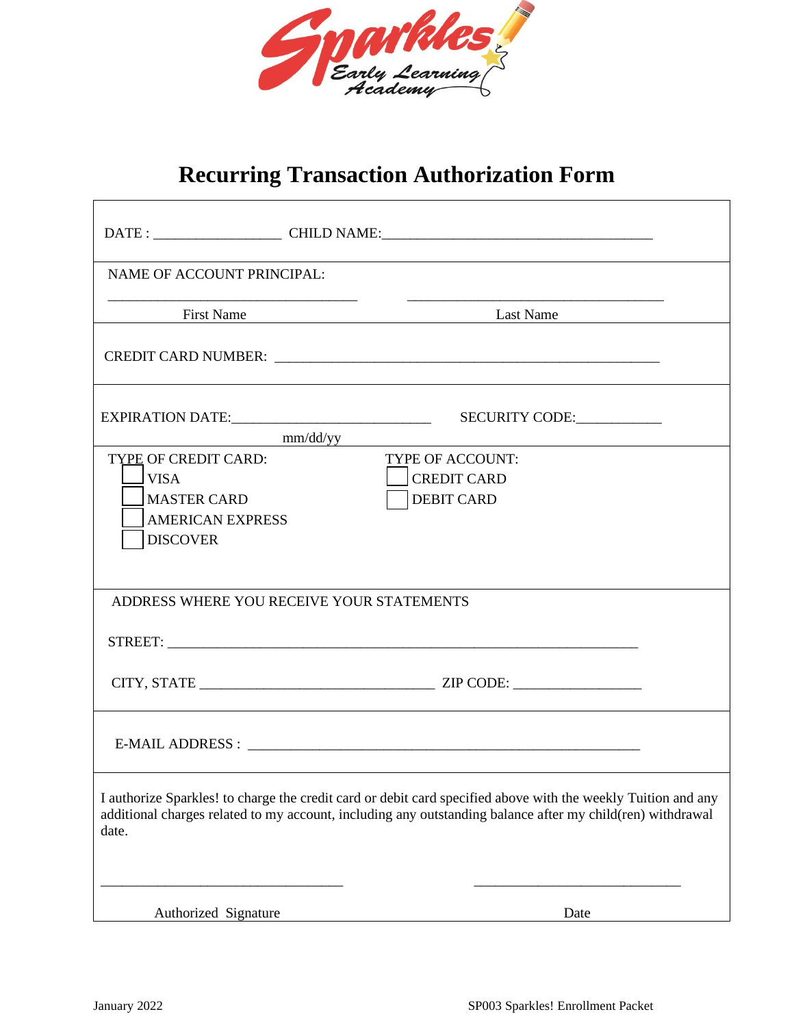Sparkles Early Learning Academy

# Recurring Transaction Authorization Form

DATE : __________________ CHILD NAME:______________________________________

NAME OF ACCOUNT PRINCIPAL:

___________________________________ ____________________________________

First Name Last Name

CREDIT CARD NUMBER: ______________________________________________________

EXPIRATION DATE:____________________________ SECURITY CODE:____________

mm/dd/yy

TYPE OF CREDIT CARD:

- ☐ VISA
- ☐ MASTER CARD
- ☐ AMERICAN EXPRESS
- ☐ DISCOVER

TYPE OF ACCOUNT:

- ☐ CREDIT CARD
- ☐ DEBIT CARD

ADDRESS WHERE YOU RECEIVE YOUR STATEMENTS

STREET: ____________________________________________________________________

CITY, STATE _________________________________ ZIP CODE: __________________

E-MAIL ADDRESS : _______________________________________________________

I authorize Sparkles! to charge the credit card or debit card specified above with the weekly Tuition and any additional charges related to my account, including any outstanding balance after my child(ren) withdrawal date.

__________________________________ _____________________________

Authorized Signature Date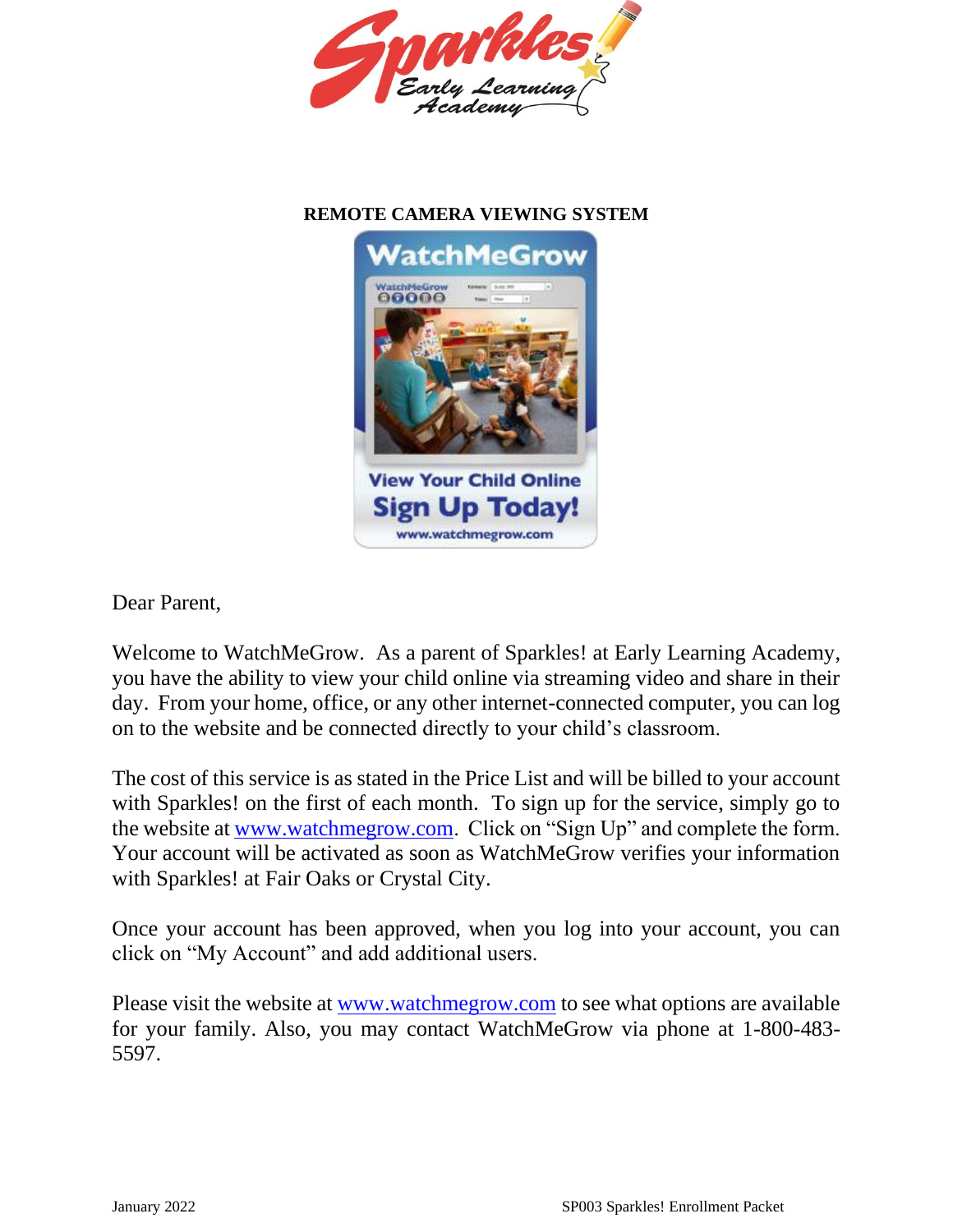## REMOTE CAMERA VIEWING SYSTEM

Dear Parent,

Welcome to WatchMeGrow. As a parent of Sparkles! at Early Learning Academy, you have the ability to view your child online via streaming video and share in their day. From your home, office, or any other internet-connected computer, you can log on to the website and be connected directly to your child's classroom.

The cost of this service is as stated in the Price List and will be billed to your account with Sparkles! on the first of each month. To sign up for the service, simply go to the website at www.watchmegrow.com. Click on "Sign Up" and complete the form. Your account will be activated as soon as WatchMeGrow verifies your information with Sparkles! at Fair Oaks or Crystal City.

Once your account has been approved, when you log into your account, you can click on "My Account" and add additional users.

Please visit the website at www.watchmegrow.com to see what options are available for your family. Also, you may contact WatchMeGrow via phone at 1-800-483-5597.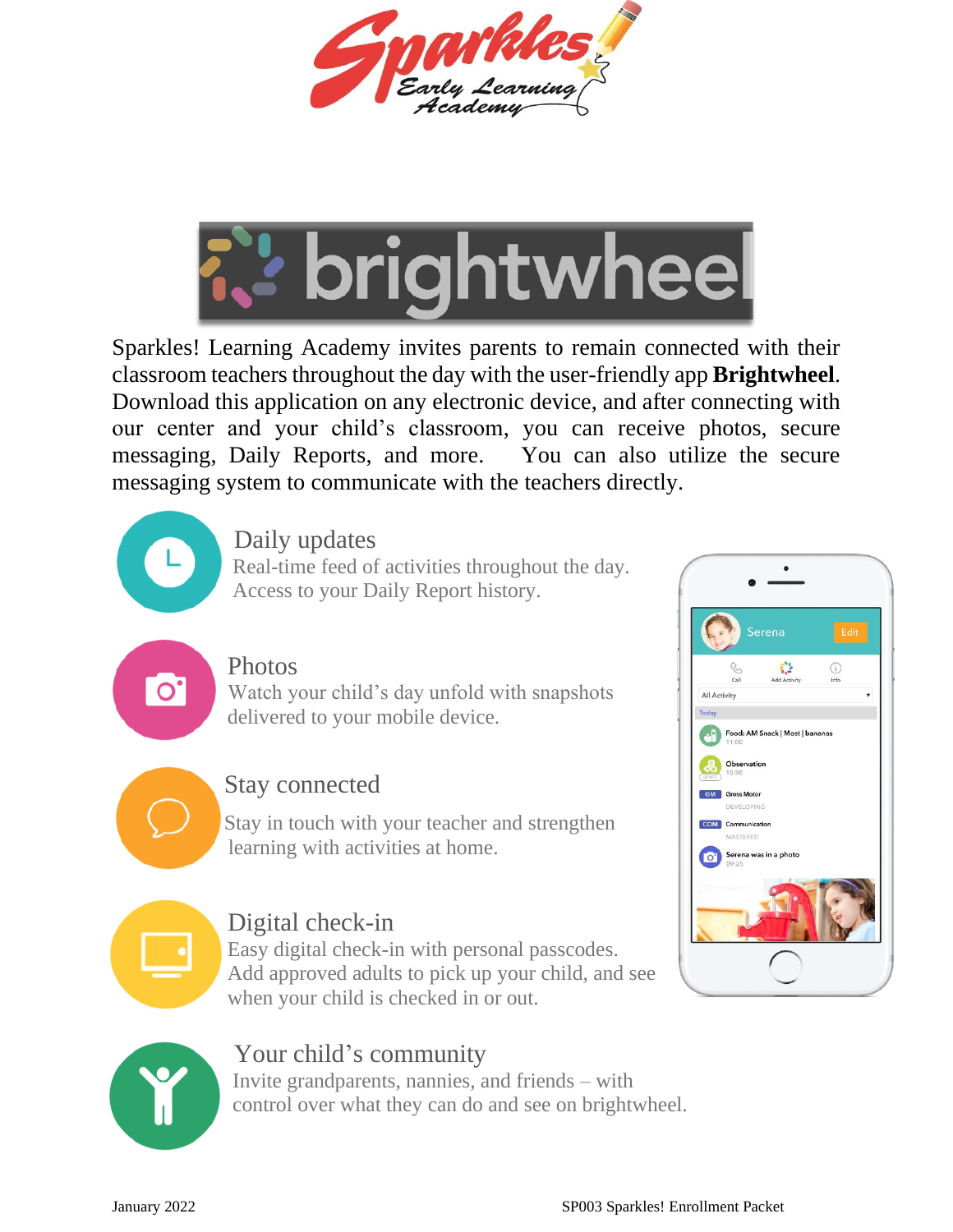# Sparkles! Early Learning Academy

# brightwheel

Sparkles! Learning Academy invites parents to remain connected with their classroom teachers throughout the day with the user-friendly app **Brightwheel**. Download this application on any electronic device, and after connecting with our center and your child's classroom, you can receive photos, secure messaging, Daily Reports, and more. You can also utilize the secure messaging system to communicate with the teachers directly.

### Daily updates

Real-time feed of activities throughout the day. Access to your Daily Report history.

### Photos

Watch your child's day unfold with snapshots delivered to your mobile device.

### Stay connected

Stay in touch with your teacher and strengthen learning with activities at home.

### Digital check-in

Easy digital check-in with personal passcodes. Add approved adults to pick up your child, and see when your child is checked in or out.

### Your child's community

Invite grandparents, nannies, and friends – with control over what they can do and see on brightwheel.

January 2022 SP003 Sparkles! Enrollment Packet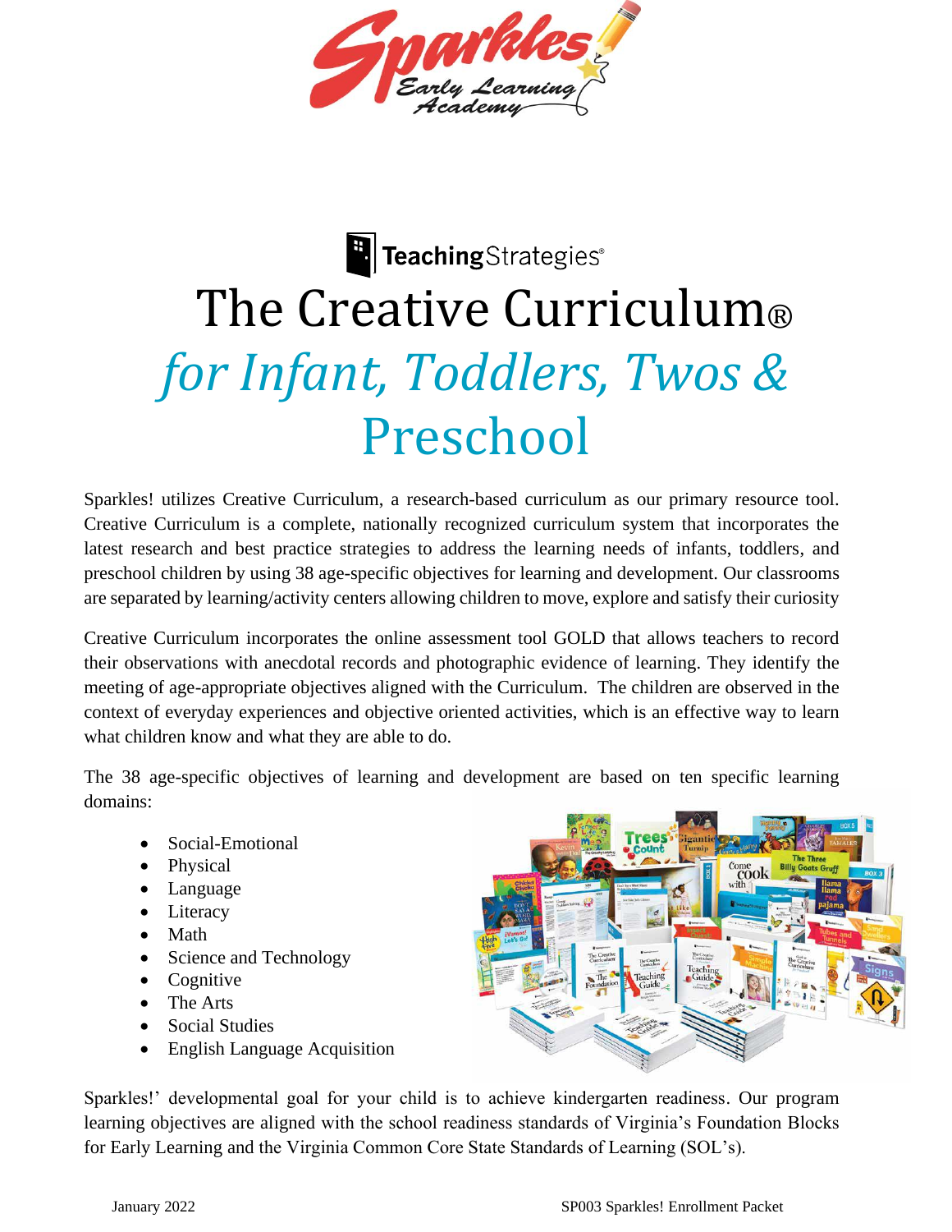TeachingStrategies®

# The Creative Curriculum®

## *for Infant, Toddlers, Twos &* Preschool

Sparkles! utilizes Creative Curriculum, a research-based curriculum as our primary resource tool. Creative Curriculum is a complete, nationally recognized curriculum system that incorporates the latest research and best practice strategies to address the learning needs of infants, toddlers, and preschool children by using 38 age-specific objectives for learning and development. Our classrooms are separated by learning/activity centers allowing children to move, explore and satisfy their curiosity

Creative Curriculum incorporates the online assessment tool GOLD that allows teachers to record their observations with anecdotal records and photographic evidence of learning. They identify the meeting of age-appropriate objectives aligned with the Curriculum. The children are observed in the context of everyday experiences and objective oriented activities, which is an effective way to learn what children know and what they are able to do.

The 38 age-specific objectives of learning and development are based on ten specific learning domains:

- Social-Emotional
- Physical
- Language
- Literacy
- Math
- Science and Technology
- Cognitive
- The Arts
- Social Studies
- English Language Acquisition

Sparkles!' developmental goal for your child is to achieve kindergarten readiness. Our program learning objectives are aligned with the school readiness standards of Virginia's Foundation Blocks for Early Learning and the Virginia Common Core State Standards of Learning (SOL's).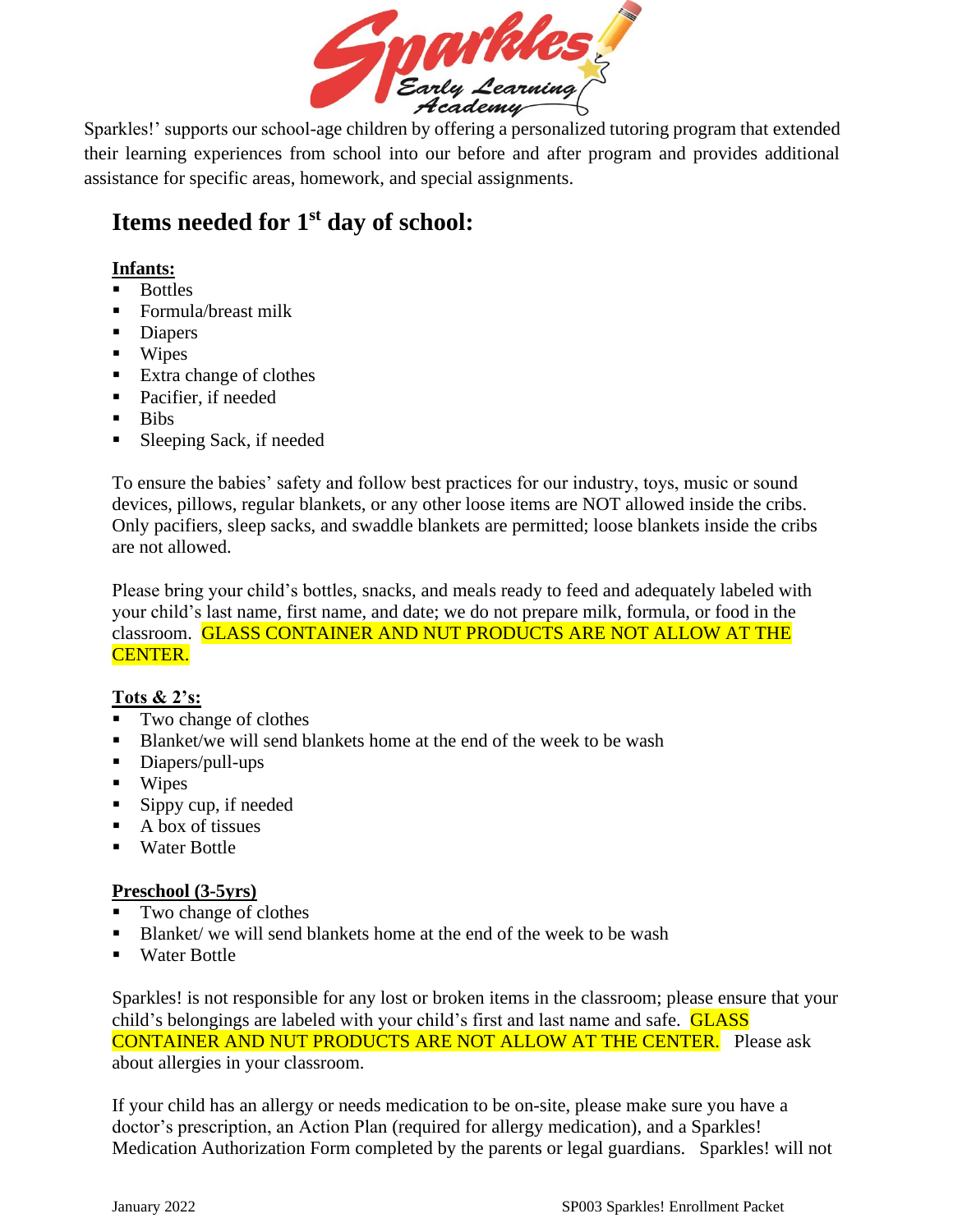Sparkles!' supports our school-age children by offering a personalized tutoring program that extended their learning experiences from school into our before and after program and provides additional assistance for specific areas, homework, and special assignments.

## Items needed for 1st day of school:

**Infants:**

- Bottles
- Formula/breast milk
- Diapers
- Wipes
- Extra change of clothes
- Pacifier, if needed
- Bibs
- Sleeping Sack, if needed

To ensure the babies' safety and follow best practices for our industry, toys, music or sound devices, pillows, regular blankets, or any other loose items are NOT allowed inside the cribs. Only pacifiers, sleep sacks, and swaddle blankets are permitted; loose blankets inside the cribs are not allowed.

Please bring your child's bottles, snacks, and meals ready to feed and adequately labeled with your child's last name, first name, and date; we do not prepare milk, formula, or food in the classroom. GLASS CONTAINER AND NUT PRODUCTS ARE NOT ALLOW AT THE CENTER.

**Tots & 2's:**

- Two change of clothes
- Blanket/we will send blankets home at the end of the week to be wash
- Diapers/pull-ups
- Wipes
- Sippy cup, if needed
- A box of tissues
- Water Bottle

**Preschool (3-5yrs)**

- Two change of clothes
- Blanket/ we will send blankets home at the end of the week to be wash
- Water Bottle

Sparkles! is not responsible for any lost or broken items in the classroom; please ensure that your child's belongings are labeled with your child's first and last name and safe. GLASS CONTAINER AND NUT PRODUCTS ARE NOT ALLOW AT THE CENTER. Please ask about allergies in your classroom.

If your child has an allergy or needs medication to be on-site, please make sure you have a doctor's prescription, an Action Plan (required for allergy medication), and a Sparkles! Medication Authorization Form completed by the parents or legal guardians. Sparkles! will not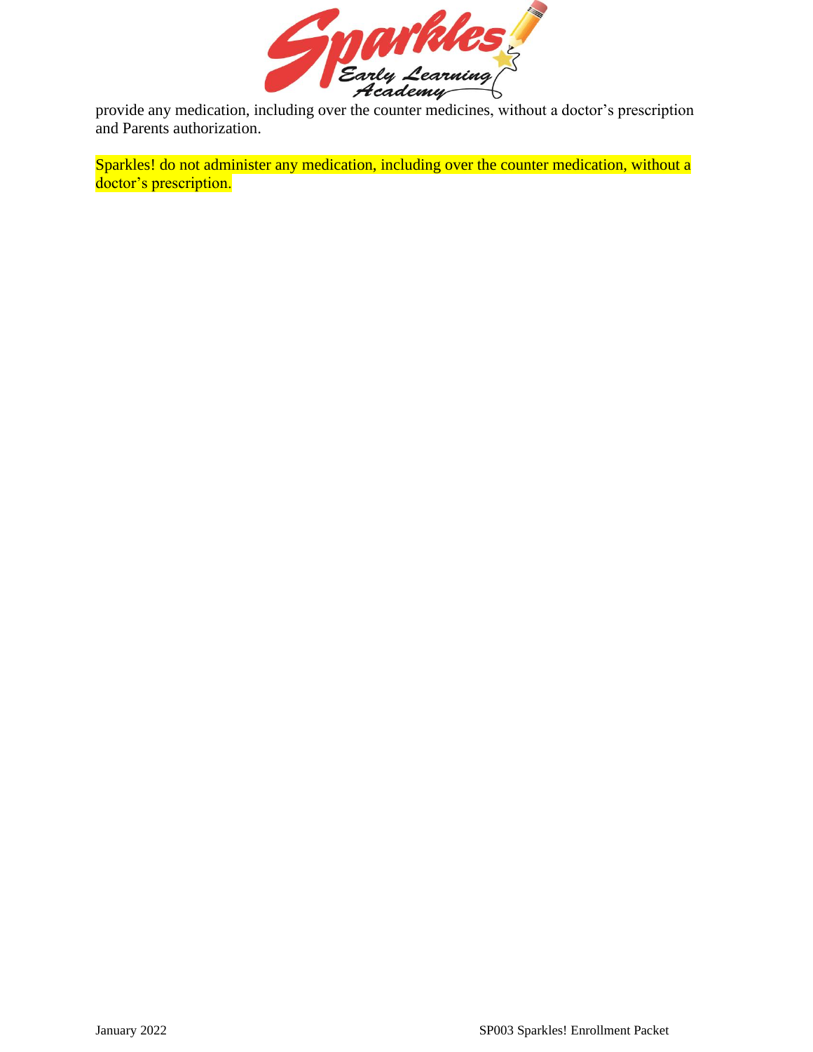provide any medication, including over the counter medicines, without a doctor's prescription and Parents authorization.

Sparkles! do not administer any medication, including over the counter medication, without a doctor's prescription.